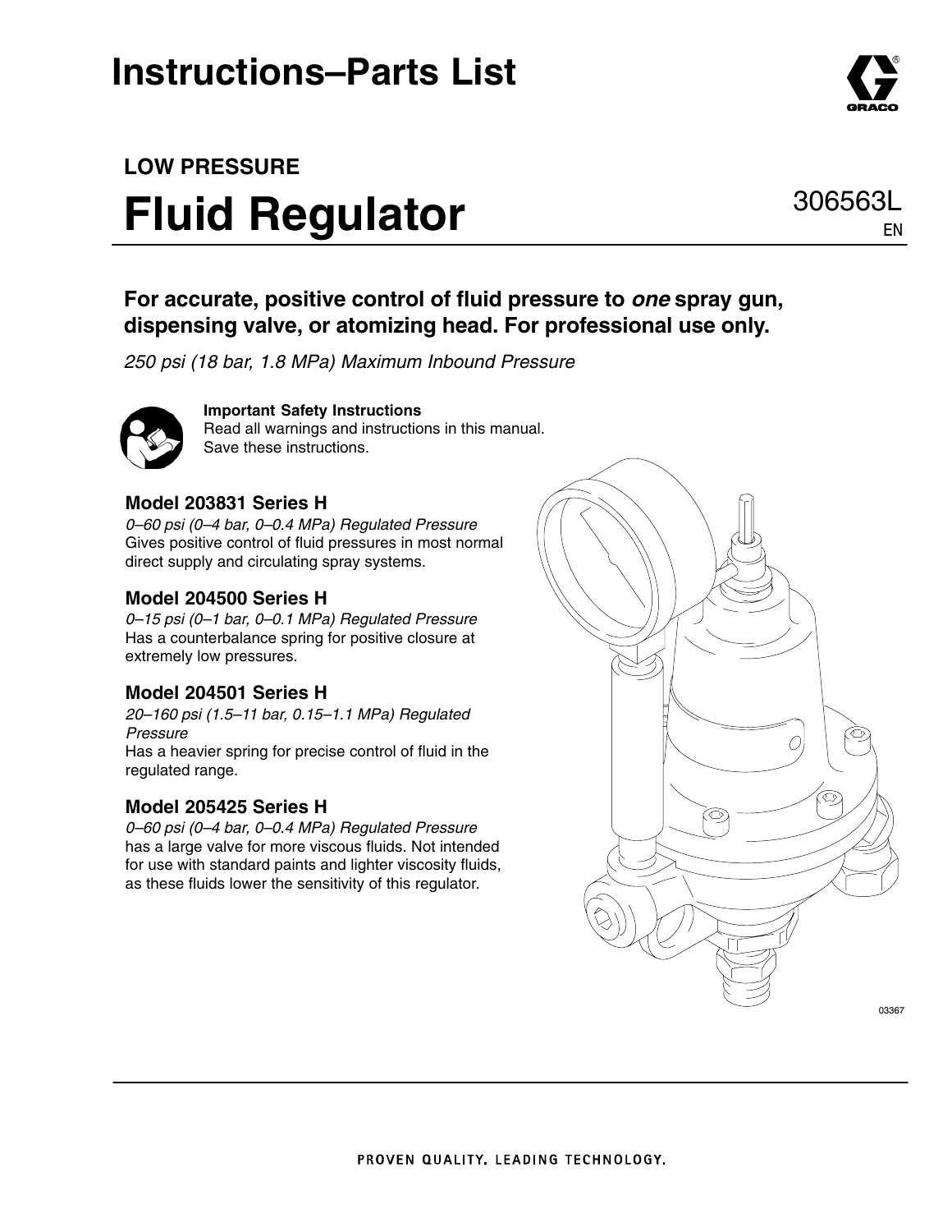# Instructions–Parts List

## LOW PRESSURE

# Fluid Regulator

306563L

EN

**For accurate, positive control of fluid pressure to *one* spray gun, dispensing valve, or atomizing head. For professional use only.**

*250 psi (18 bar, 1.8 MPa) Maximum Inbound Pressure*

**Important Safety Instructions**
Read all warnings and instructions in this manual.
Save these instructions.

### Model 203831 Series H

*0–60 psi (0–4 bar, 0–0.4 MPa) Regulated Pressure*
Gives positive control of fluid pressures in most normal direct supply and circulating spray systems.

### Model 204500 Series H

*0–15 psi (0–1 bar, 0–0.1 MPa) Regulated Pressure*
Has a counterbalance spring for positive closure at extremely low pressures.

### Model 204501 Series H

*20–160 psi (1.5–11 bar, 0.15–1.1 MPa) Regulated Pressure*
Has a heavier spring for precise control of fluid in the regulated range.

### Model 205425 Series H

*0–60 psi (0–4 bar, 0–0.4 MPa) Regulated Pressure*
has a large valve for more viscous fluids. Not intended for use with standard paints and lighter viscosity fluids, as these fluids lower the sensitivity of this regulator.

03367

PROVEN QUALITY. LEADING TECHNOLOGY.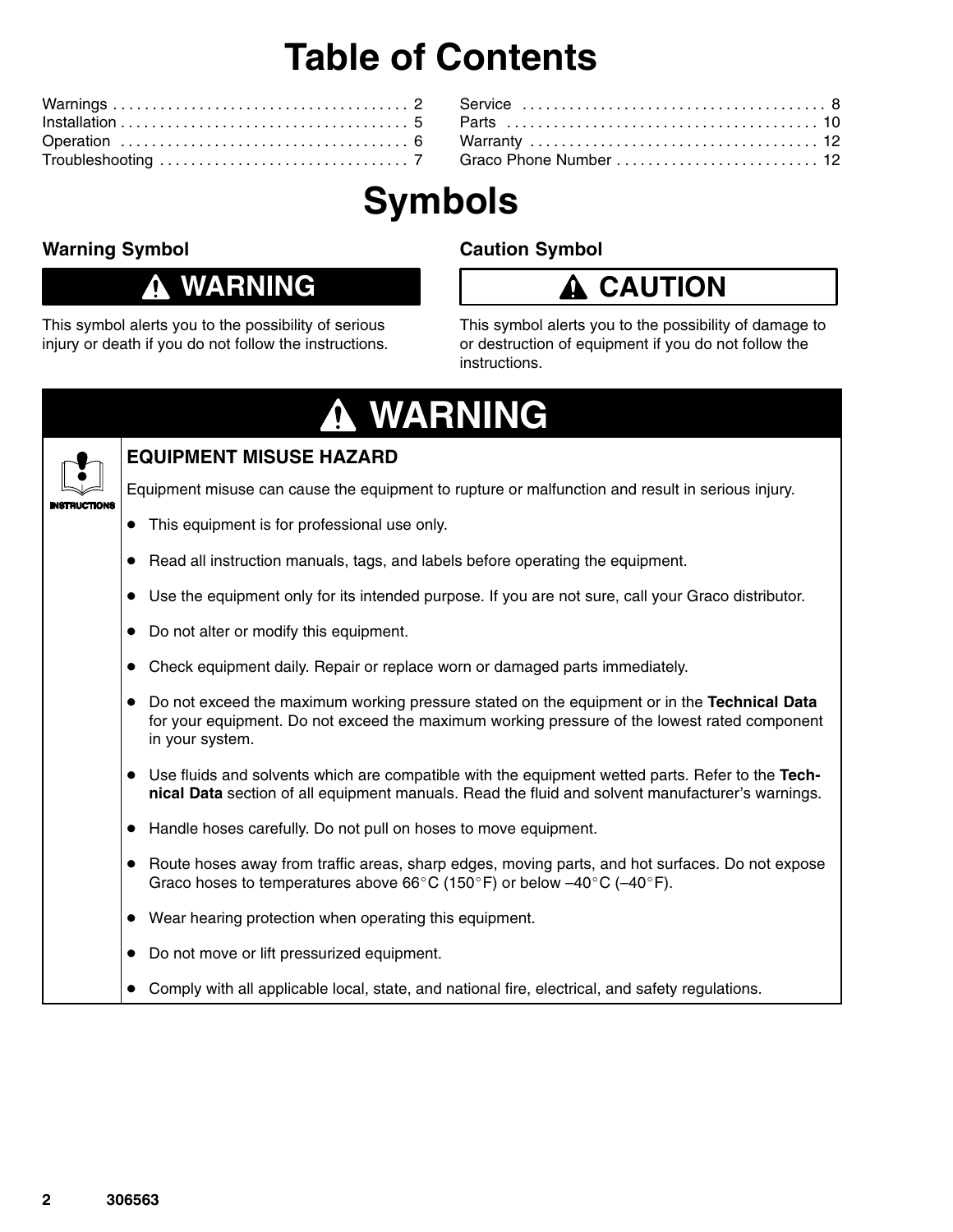# Table of Contents

| | |
|---|---|
| Warnings | 2 |
| Installation | 5 |
| Operation | 6 |
| Troubleshooting | 7 |
| Service | 8 |
| Parts | 10 |
| Warranty | 12 |
| Graco Phone Number | 12 |

# Symbols

### Warning Symbol

**⚠ WARNING**

This symbol alerts you to the possibility of serious injury or death if you do not follow the instructions.

### Caution Symbol

**⚠ CAUTION**

This symbol alerts you to the possibility of damage to or destruction of equipment if you do not follow the instructions.

## ⚠ WARNING

INSTRUCTIONS

### EQUIPMENT MISUSE HAZARD

Equipment misuse can cause the equipment to rupture or malfunction and result in serious injury.

- This equipment is for professional use only.
- Read all instruction manuals, tags, and labels before operating the equipment.
- Use the equipment only for its intended purpose. If you are not sure, call your Graco distributor.
- Do not alter or modify this equipment.
- Check equipment daily. Repair or replace worn or damaged parts immediately.
- Do not exceed the maximum working pressure stated on the equipment or in the **Technical Data** for your equipment. Do not exceed the maximum working pressure of the lowest rated component in your system.
- Use fluids and solvents which are compatible with the equipment wetted parts. Refer to the **Technical Data** section of all equipment manuals. Read the fluid and solvent manufacturer's warnings.
- Handle hoses carefully. Do not pull on hoses to move equipment.
- Route hoses away from traffic areas, sharp edges, moving parts, and hot surfaces. Do not expose Graco hoses to temperatures above 66°C (150°F) or below –40°C (–40°F).
- Wear hearing protection when operating this equipment.
- Do not move or lift pressurized equipment.
- Comply with all applicable local, state, and national fire, electrical, and safety regulations.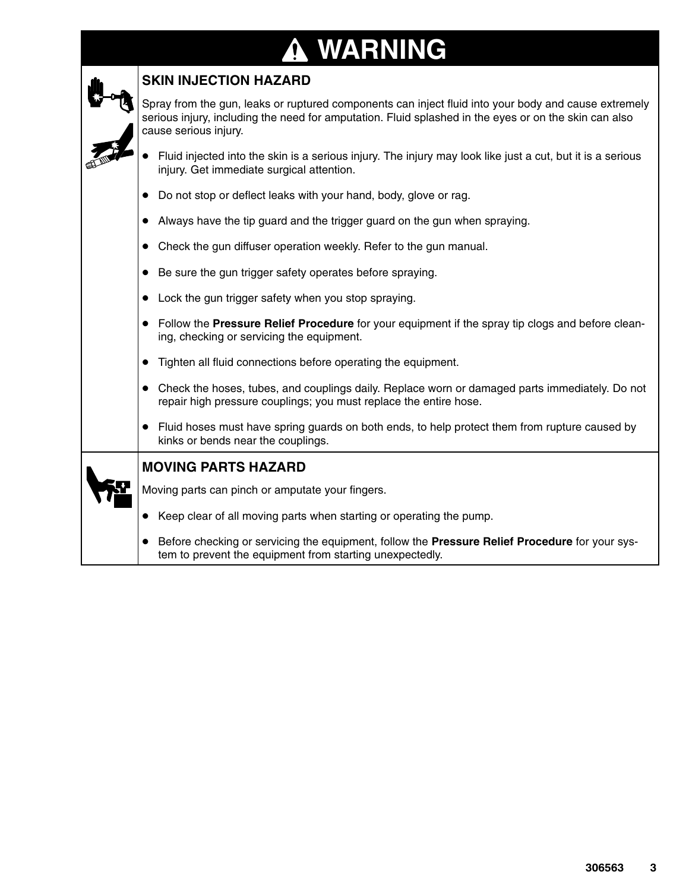# ⚠ WARNING

## SKIN INJECTION HAZARD

Spray from the gun, leaks or ruptured components can inject fluid into your body and cause extremely serious injury, including the need for amputation. Fluid splashed in the eyes or on the skin can also cause serious injury.

- Fluid injected into the skin is a serious injury. The injury may look like just a cut, but it is a serious injury. Get immediate surgical attention.
- Do not stop or deflect leaks with your hand, body, glove or rag.
- Always have the tip guard and the trigger guard on the gun when spraying.
- Check the gun diffuser operation weekly. Refer to the gun manual.
- Be sure the gun trigger safety operates before spraying.
- Lock the gun trigger safety when you stop spraying.
- Follow the **Pressure Relief Procedure** for your equipment if the spray tip clogs and before cleaning, checking or servicing the equipment.
- Tighten all fluid connections before operating the equipment.
- Check the hoses, tubes, and couplings daily. Replace worn or damaged parts immediately. Do not repair high pressure couplings; you must replace the entire hose.
- Fluid hoses must have spring guards on both ends, to help protect them from rupture caused by kinks or bends near the couplings.

## MOVING PARTS HAZARD

Moving parts can pinch or amputate your fingers.

- Keep clear of all moving parts when starting or operating the pump.
- Before checking or servicing the equipment, follow the **Pressure Relief Procedure** for your system to prevent the equipment from starting unexpectedly.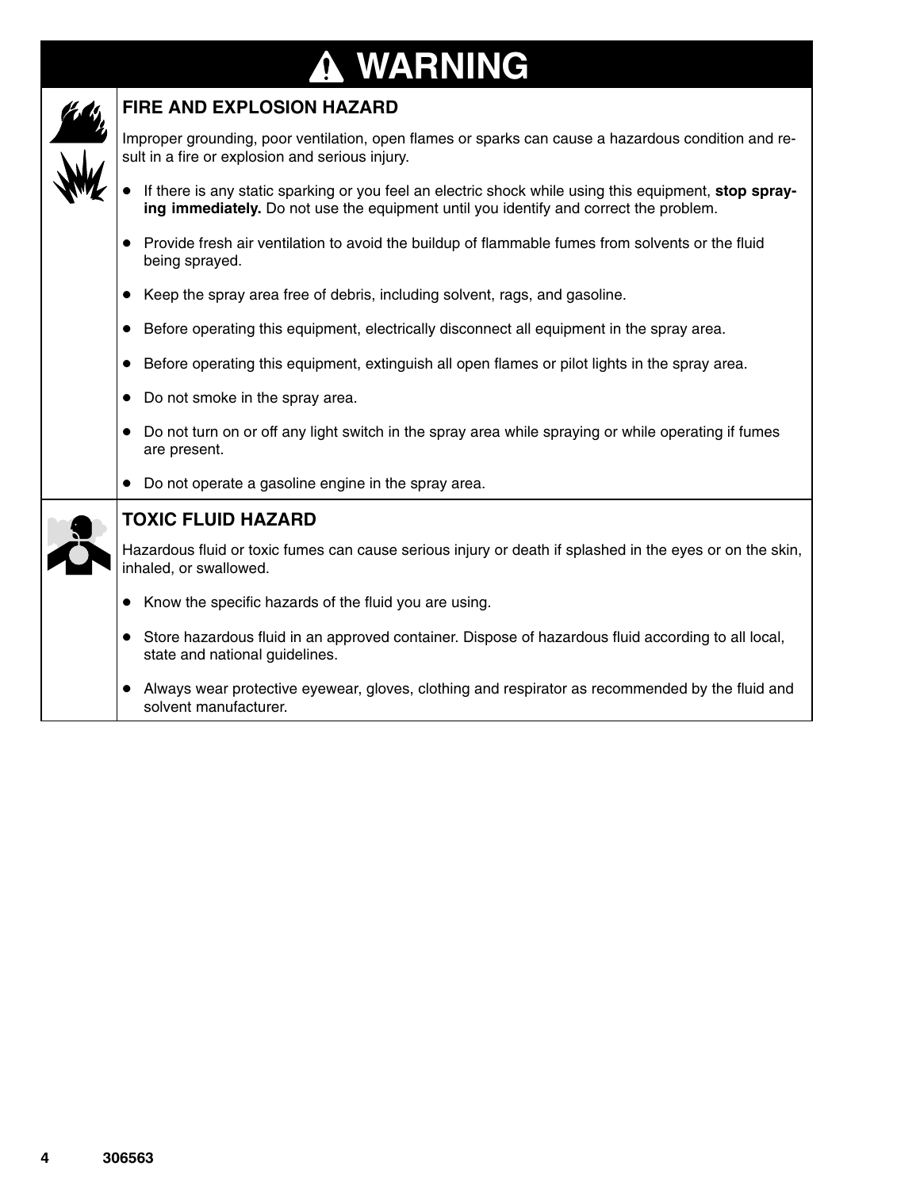# WARNING

## FIRE AND EXPLOSION HAZARD

Improper grounding, poor ventilation, open flames or sparks can cause a hazardous condition and result in a fire or explosion and serious injury.

- If there is any static sparking or you feel an electric shock while using this equipment, **stop spraying immediately.** Do not use the equipment until you identify and correct the problem.
- Provide fresh air ventilation to avoid the buildup of flammable fumes from solvents or the fluid being sprayed.
- Keep the spray area free of debris, including solvent, rags, and gasoline.
- Before operating this equipment, electrically disconnect all equipment in the spray area.
- Before operating this equipment, extinguish all open flames or pilot lights in the spray area.
- Do not smoke in the spray area.
- Do not turn on or off any light switch in the spray area while spraying or while operating if fumes are present.
- Do not operate a gasoline engine in the spray area.

## TOXIC FLUID HAZARD

Hazardous fluid or toxic fumes can cause serious injury or death if splashed in the eyes or on the skin, inhaled, or swallowed.

- Know the specific hazards of the fluid you are using.
- Store hazardous fluid in an approved container. Dispose of hazardous fluid according to all local, state and national guidelines.
- Always wear protective eyewear, gloves, clothing and respirator as recommended by the fluid and solvent manufacturer.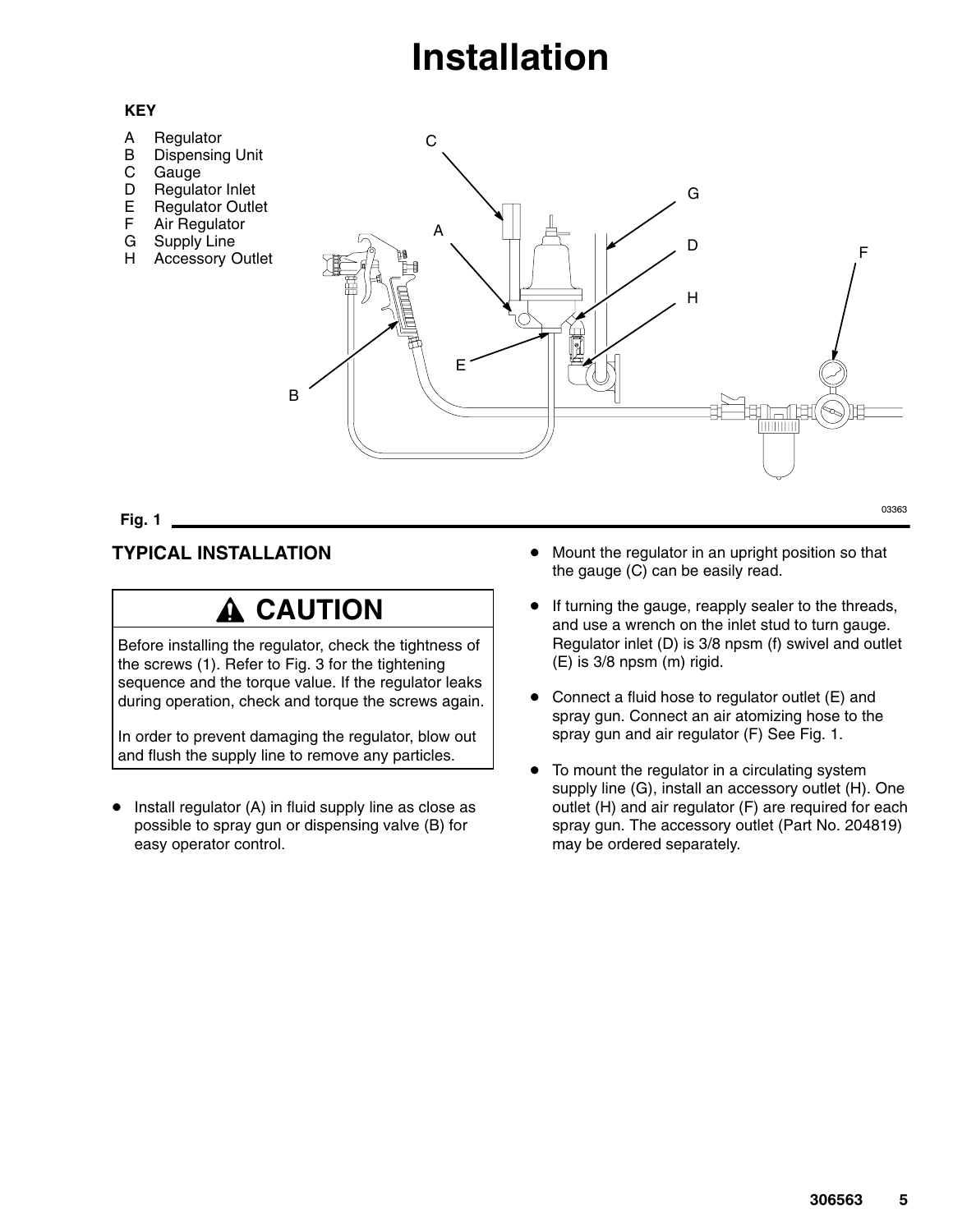# Installation

**KEY**

- A Regulator
- B Dispensing Unit
- C Gauge
- D Regulator Inlet
- E Regulator Outlet
- F Air Regulator
- G Supply Line
- H Accessory Outlet

Fig. 1

## TYPICAL INSTALLATION

> **⚠ CAUTION**
>
> Before installing the regulator, check the tightness of the screws (1). Refer to Fig. 3 for the tightening sequence and the torque value. If the regulator leaks during operation, check and torque the screws again.
>
> In order to prevent damaging the regulator, blow out and flush the supply line to remove any particles.

- Install regulator (A) in fluid supply line as close as possible to spray gun or dispensing valve (B) for easy operator control.
- Mount the regulator in an upright position so that the gauge (C) can be easily read.
- If turning the gauge, reapply sealer to the threads, and use a wrench on the inlet stud to turn gauge. Regulator inlet (D) is 3/8 npsm (f) swivel and outlet (E) is 3/8 npsm (m) rigid.
- Connect a fluid hose to regulator outlet (E) and spray gun. Connect an air atomizing hose to the spray gun and air regulator (F) See Fig. 1.
- To mount the regulator in a circulating system supply line (G), install an accessory outlet (H). One outlet (H) and air regulator (F) are required for each spray gun. The accessory outlet (Part No. 204819) may be ordered separately.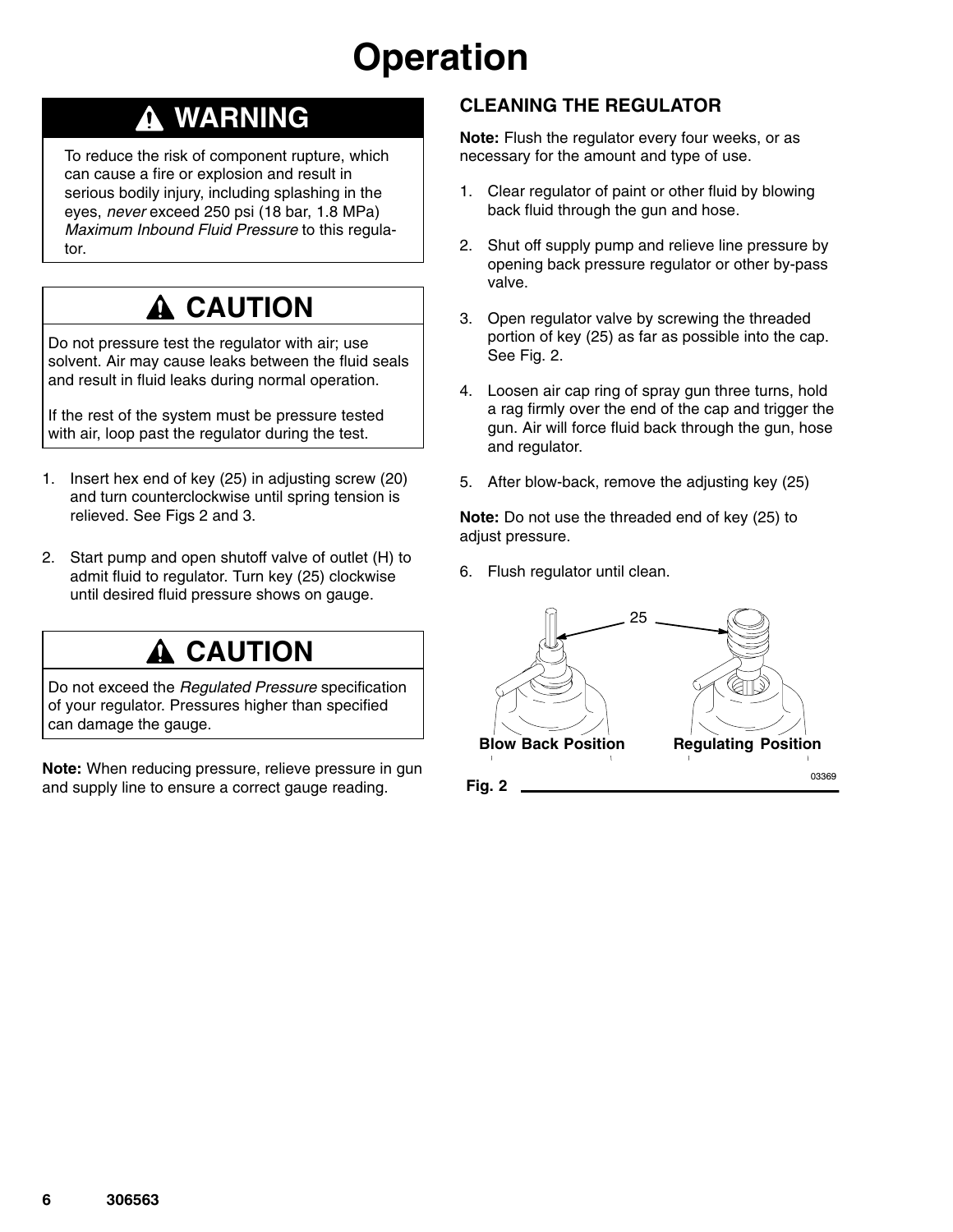# Operation

## ⚠ WARNING

To reduce the risk of component rupture, which can cause a fire or explosion and result in serious bodily injury, including splashing in the eyes, *never* exceed 250 psi (18 bar, 1.8 MPa) *Maximum Inbound Fluid Pressure* to this regulator.

## ⚠ CAUTION

Do not pressure test the regulator with air; use solvent. Air may cause leaks between the fluid seals and result in fluid leaks during normal operation.

If the rest of the system must be pressure tested with air, loop past the regulator during the test.

1. Insert hex end of key (25) in adjusting screw (20) and turn counterclockwise until spring tension is relieved. See Figs 2 and 3.

2. Start pump and open shutoff valve of outlet (H) to admit fluid to regulator. Turn key (25) clockwise until desired fluid pressure shows on gauge.

## ⚠ CAUTION

Do not exceed the *Regulated Pressure* specification of your regulator. Pressures higher than specified can damage the gauge.

**Note:** When reducing pressure, relieve pressure in gun and supply line to ensure a correct gauge reading.

### CLEANING THE REGULATOR

**Note:** Flush the regulator every four weeks, or as necessary for the amount and type of use.

1. Clear regulator of paint or other fluid by blowing back fluid through the gun and hose.

2. Shut off supply pump and relieve line pressure by opening back pressure regulator or other by-pass valve.

3. Open regulator valve by screwing the threaded portion of key (25) as far as possible into the cap. See Fig. 2.

4. Loosen air cap ring of spray gun three turns, hold a rag firmly over the end of the cap and trigger the gun. Air will force fluid back through the gun, hose and regulator.

5. After blow-back, remove the adjusting key (25)

**Note:** Do not use the threaded end of key (25) to adjust pressure.

6. Flush regulator until clean.

25

Blow Back Position    Regulating Position

03369

Fig. 2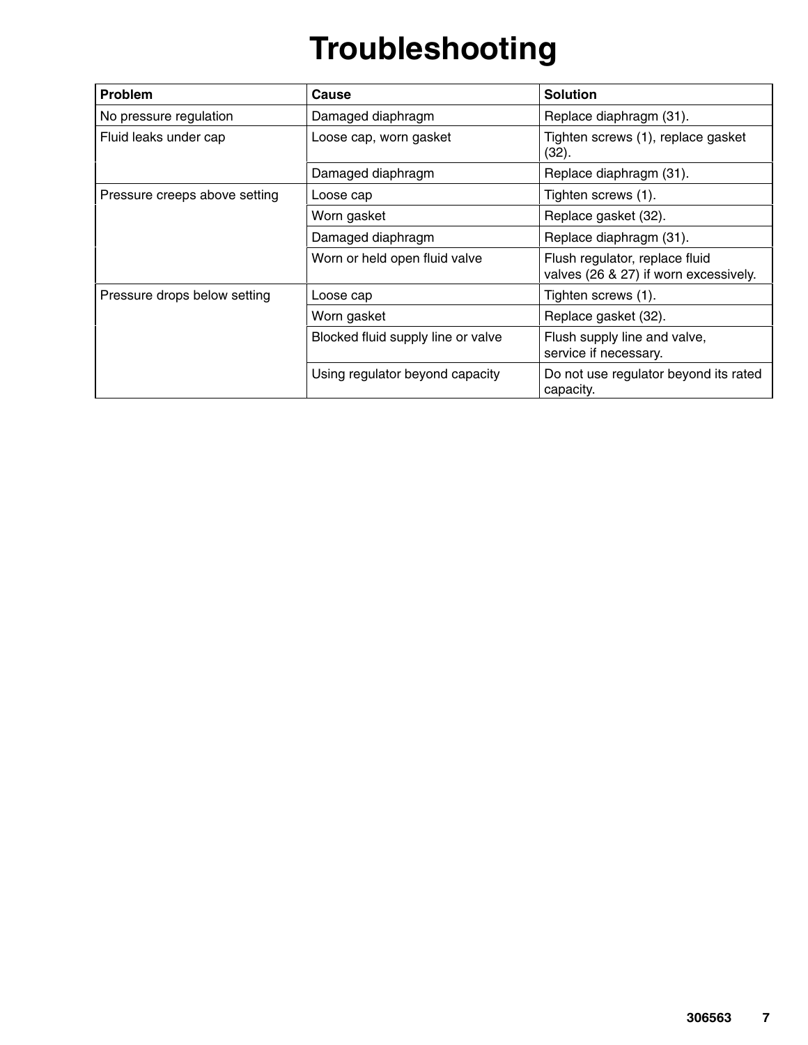# Troubleshooting

| Problem | Cause | Solution |
| --- | --- | --- |
| No pressure regulation | Damaged diaphragm | Replace diaphragm (31). |
| Fluid leaks under cap | Loose cap, worn gasket | Tighten screws (1), replace gasket (32). |
| | Damaged diaphragm | Replace diaphragm (31). |
| Pressure creeps above setting | Loose cap | Tighten screws (1). |
| | Worn gasket | Replace gasket (32). |
| | Damaged diaphragm | Replace diaphragm (31). |
| | Worn or held open fluid valve | Flush regulator, replace fluid valves (26 & 27) if worn excessively. |
| Pressure drops below setting | Loose cap | Tighten screws (1). |
| | Worn gasket | Replace gasket (32). |
| | Blocked fluid supply line or valve | Flush supply line and valve, service if necessary. |
| | Using regulator beyond capacity | Do not use regulator beyond its rated capacity. |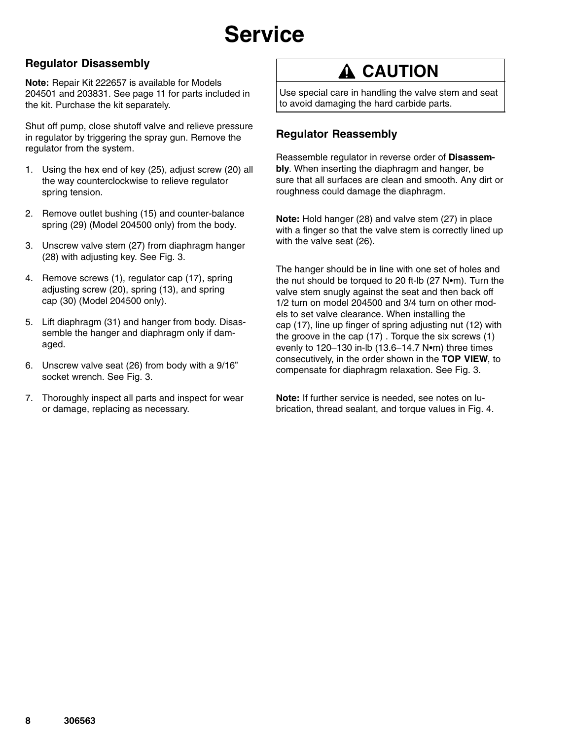# Service

## Regulator Disassembly

**Note:** Repair Kit 222657 is available for Models 204501 and 203831. See page 11 for parts included in the kit. Purchase the kit separately.

Shut off pump, close shutoff valve and relieve pressure in regulator by triggering the spray gun. Remove the regulator from the system.

1. Using the hex end of key (25), adjust screw (20) all the way counterclockwise to relieve regulator spring tension.
2. Remove outlet bushing (15) and counter-balance spring (29) (Model 204500 only) from the body.
3. Unscrew valve stem (27) from diaphragm hanger (28) with adjusting key. See Fig. 3.
4. Remove screws (1), regulator cap (17), spring adjusting screw (20), spring (13), and spring cap (30) (Model 204500 only).
5. Lift diaphragm (31) and hanger from body. Disassemble the hanger and diaphragm only if damaged.
6. Unscrew valve seat (26) from body with a 9/16" socket wrench. See Fig. 3.
7. Thoroughly inspect all parts and inspect for wear or damage, replacing as necessary.

**⚠ CAUTION**

Use special care in handling the valve stem and seat to avoid damaging the hard carbide parts.

## Regulator Reassembly

Reassemble regulator in reverse order of **Disassembly**. When inserting the diaphragm and hanger, be sure that all surfaces are clean and smooth. Any dirt or roughness could damage the diaphragm.

**Note:** Hold hanger (28) and valve stem (27) in place with a finger so that the valve stem is correctly lined up with the valve seat (26).

The hanger should be in line with one set of holes and the nut should be torqued to 20 ft-lb (27 N•m). Turn the valve stem snugly against the seat and then back off 1/2 turn on model 204500 and 3/4 turn on other models to set valve clearance. When installing the cap (17), line up finger of spring adjusting nut (12) with the groove in the cap (17) . Torque the six screws (1) evenly to 120–130 in-lb (13.6–14.7 N•m) three times consecutively, in the order shown in the **TOP VIEW**, to compensate for diaphragm relaxation. See Fig. 3.

**Note:** If further service is needed, see notes on lubrication, thread sealant, and torque values in Fig. 4.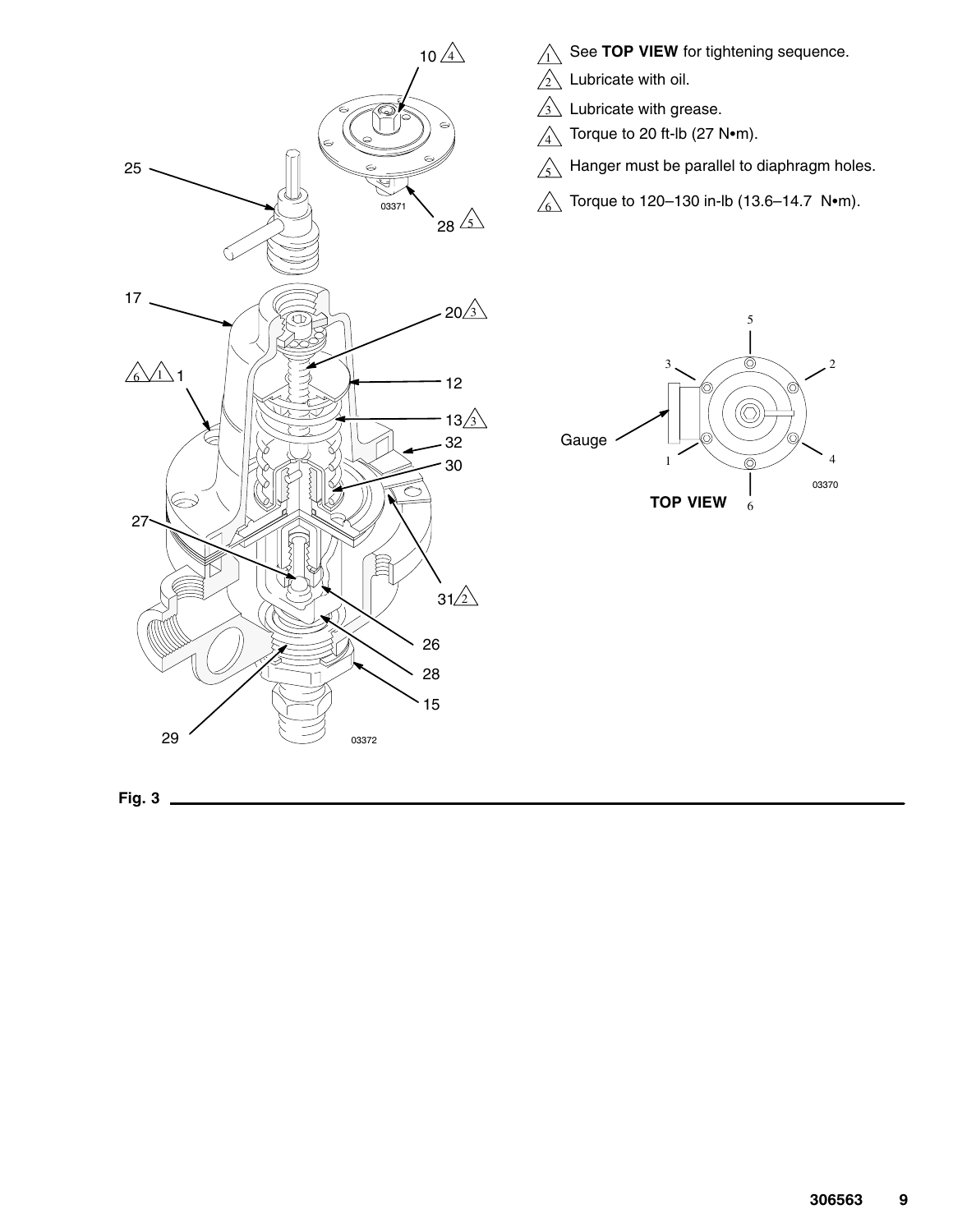1. See **TOP VIEW** for tightening sequence.
2. Lubricate with oil.
3. Lubricate with grease.
4. Torque to 20 ft-lb (27 N•m).
5. Hanger must be parallel to diaphragm holes.
6. Torque to 120–130 in-lb (13.6–14.7 N•m).

**Fig. 3**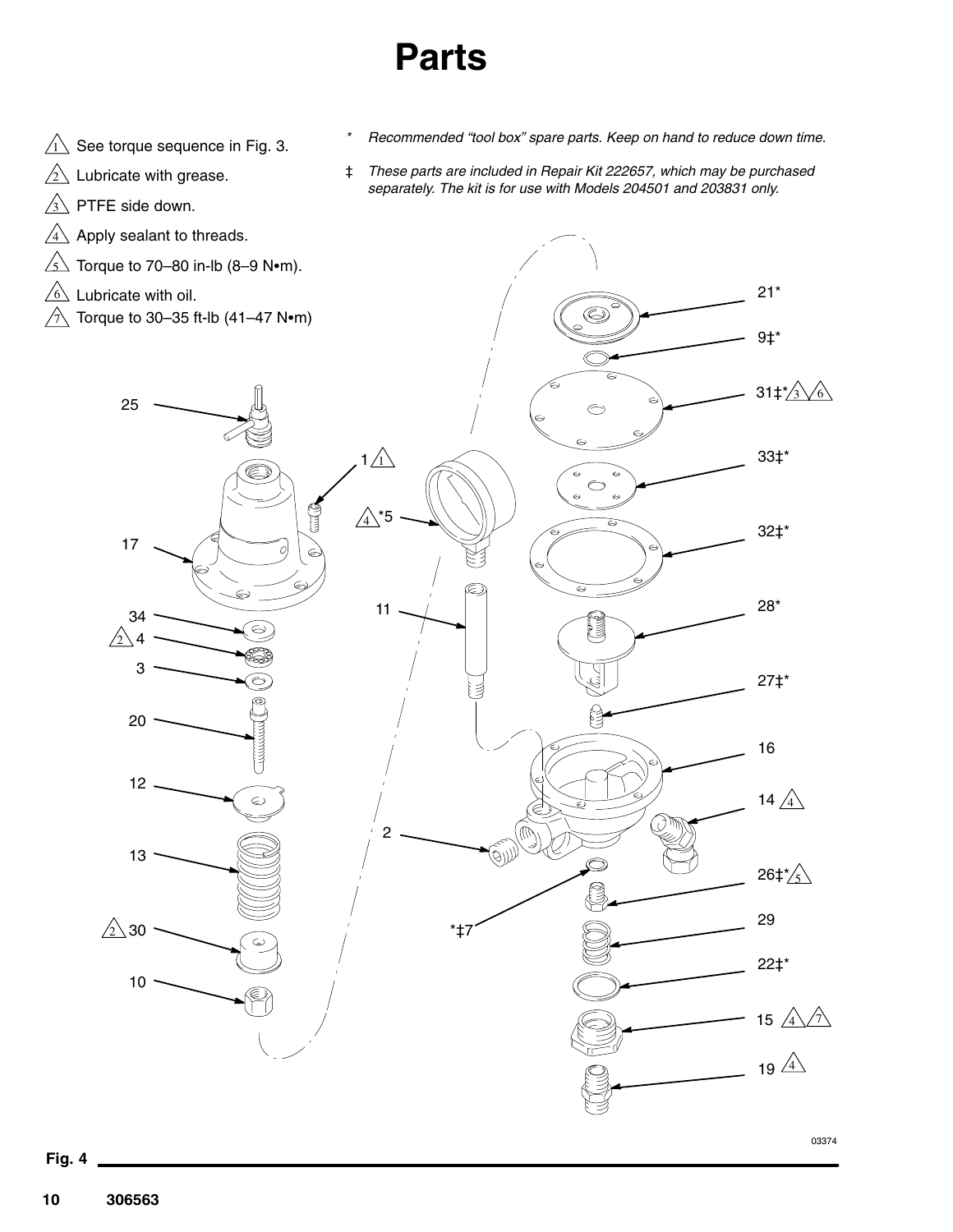# Parts

1. See torque sequence in Fig. 3.
2. Lubricate with grease.
3. PTFE side down.
4. Apply sealant to threads.
5. Torque to 70–80 in-lb (8–9 N•m).
6. Lubricate with oil.
7. Torque to 30–35 ft-lb (41–47 N•m)

\* *Recommended "tool box" spare parts. Keep on hand to reduce down time.*

‡ *These parts are included in Repair Kit 222657, which may be purchased separately. The kit is for use with Models 204501 and 203831 only.*

25

17

34

4 (2)

3

20

12

13

30 (2)

10

1 (1)

*5 (4)

11

2

*‡7

21*

9‡*

31‡* (3) (6)

33‡*

32‡*

28*

27‡*

16

14 (4)

26‡* (5)

29

22‡*

15 (4) (7)

19 (4)

03374

Fig. 4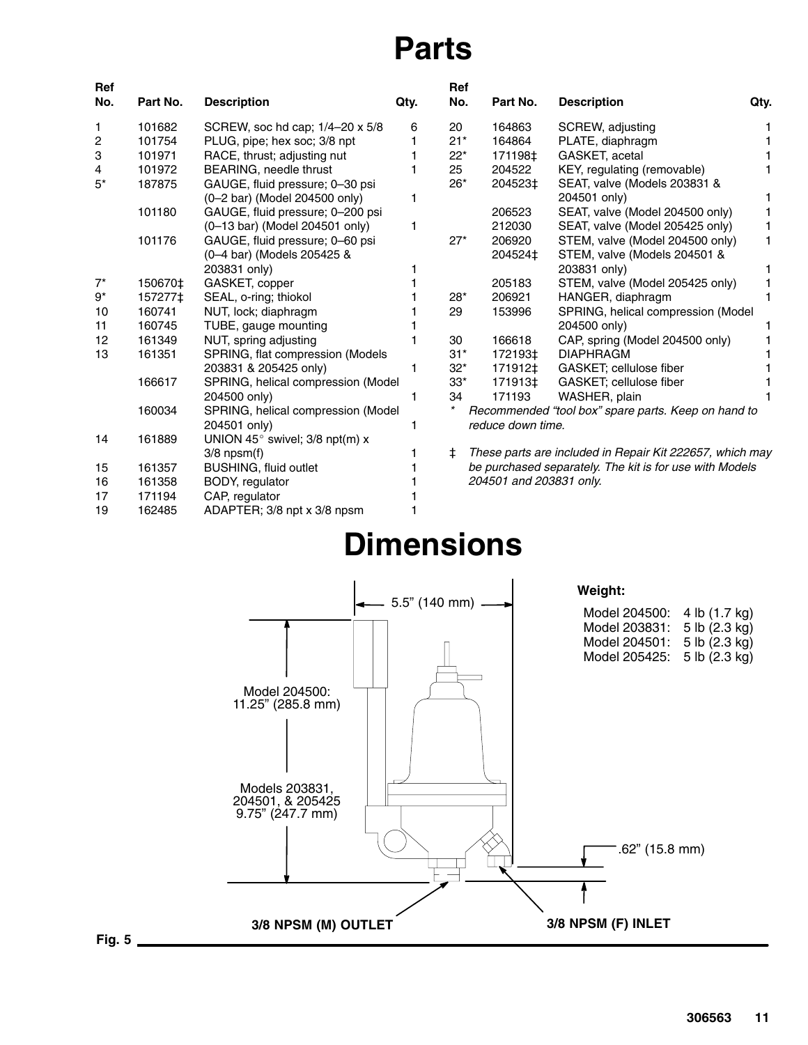# Parts

| Ref No. | Part No. | Description | Qty. |
|---|---|---|---|
| 1 | 101682 | SCREW, soc hd cap; 1/4–20 x 5/8 | 6 |
| 2 | 101754 | PLUG, pipe; hex soc; 3/8 npt | 1 |
| 3 | 101971 | RACE, thrust; adjusting nut | 1 |
| 4 | 101972 | BEARING, needle thrust | 1 |
| 5* | 187875 | GAUGE, fluid pressure; 0–30 psi (0–2 bar) (Model 204500 only) | 1 |
| | 101180 | GAUGE, fluid pressure; 0–200 psi (0–13 bar) (Model 204501 only) | 1 |
| | 101176 | GAUGE, fluid pressure; 0–60 psi (0–4 bar) (Models 205425 & 203831 only) | 1 |
| 7* | 150670‡ | GASKET, copper | 1 |
| 9* | 157277‡ | SEAL, o-ring; thiokol | 1 |
| 10 | 160741 | NUT, lock; diaphragm | 1 |
| 11 | 160745 | TUBE, gauge mounting | 1 |
| 12 | 161349 | NUT, spring adjusting | 1 |
| 13 | 161351 | SPRING, flat compression (Models 203831 & 205425 only) | 1 |
| | 166617 | SPRING, helical compression (Model 204500 only) | 1 |
| | 160034 | SPRING, helical compression (Model 204501 only) | 1 |
| 14 | 161889 | UNION 45° swivel; 3/8 npt(m) x 3/8 npsm(f) | 1 |
| 15 | 161357 | BUSHING, fluid outlet | 1 |
| 16 | 161358 | BODY, regulator | 1 |
| 17 | 171194 | CAP, regulator | 1 |
| 19 | 162485 | ADAPTER; 3/8 npt x 3/8 npsm | 1 |
| 20 | 164863 | SCREW, adjusting | 1 |
| 21* | 164864 | PLATE, diaphragm | 1 |
| 22* | 171198‡ | GASKET, acetal | 1 |
| 25 | 204522 | KEY, regulating (removable) | 1 |
| 26* | 204523‡ | SEAT, valve (Models 203831 & 204501 only) | 1 |
| | 206523 | SEAT, valve (Model 204500 only) | 1 |
| | 212030 | SEAT, valve (Model 205425 only) | 1 |
| 27* | 206920 | STEM, valve (Model 204500 only) | 1 |
| | 204524‡ | STEM, valve (Models 204501 & 203831 only) | 1 |
| | 205183 | STEM, valve (Model 205425 only) | 1 |
| 28* | 206921 | HANGER, diaphragm | 1 |
| 29 | 153996 | SPRING, helical compression (Model 204500 only) | 1 |
| 30 | 166618 | CAP, spring (Model 204500 only) | 1 |
| 31* | 172193‡ | DIAPHRAGM | 1 |
| 32* | 171912‡ | GASKET; cellulose fiber | 1 |
| 33* | 171913‡ | GASKET; cellulose fiber | 1 |
| 34 | 171193 | WASHER, plain | 1 |

\* *Recommended "tool box" spare parts. Keep on hand to reduce down time.*

‡ *These parts are included in Repair Kit 222657, which may be purchased separately. The kit is for use with Models 204501 and 203831 only.*

# Dimensions

5.5" (140 mm)

Model 204500: 11.25" (285.8 mm)

Models 203831, 204501, & 205425 9.75" (247.7 mm)

.62" (15.8 mm)

3/8 NPSM (M) OUTLET

3/8 NPSM (F) INLET

**Weight:**

Model 204500: 4 lb (1.7 kg)
Model 203831: 5 lb (2.3 kg)
Model 204501: 5 lb (2.3 kg)
Model 205425: 5 lb (2.3 kg)

Fig. 5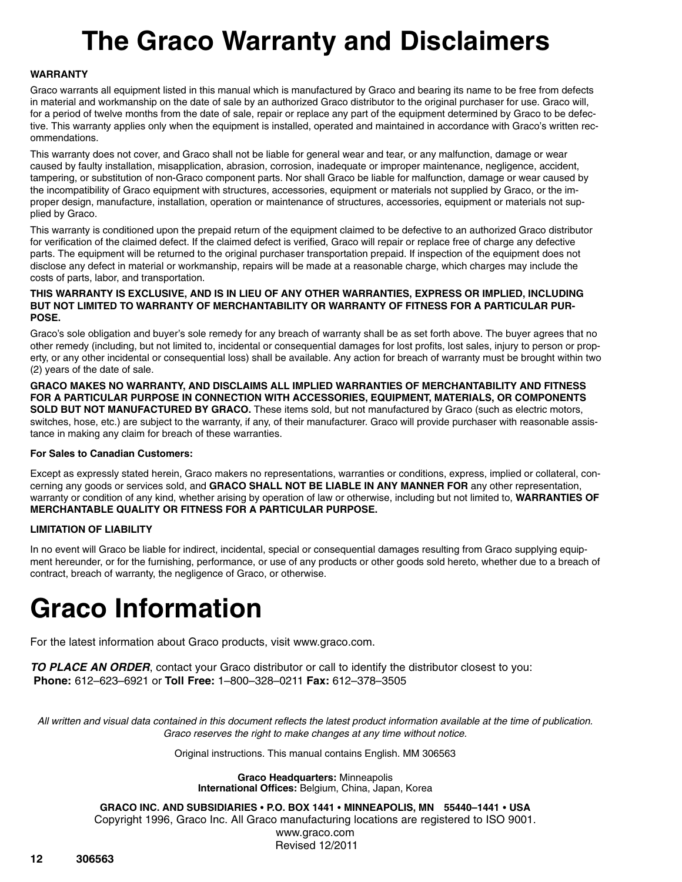# The Graco Warranty and Disclaimers

**WARRANTY**

Graco warrants all equipment listed in this manual which is manufactured by Graco and bearing its name to be free from defects in material and workmanship on the date of sale by an authorized Graco distributor to the original purchaser for use. Graco will, for a period of twelve months from the date of sale, repair or replace any part of the equipment determined by Graco to be defective. This warranty applies only when the equipment is installed, operated and maintained in accordance with Graco's written recommendations.

This warranty does not cover, and Graco shall not be liable for general wear and tear, or any malfunction, damage or wear caused by faulty installation, misapplication, abrasion, corrosion, inadequate or improper maintenance, negligence, accident, tampering, or substitution of non-Graco component parts. Nor shall Graco be liable for malfunction, damage or wear caused by the incompatibility of Graco equipment with structures, accessories, equipment or materials not supplied by Graco, or the improper design, manufacture, installation, operation or maintenance of structures, accessories, equipment or materials not supplied by Graco.

This warranty is conditioned upon the prepaid return of the equipment claimed to be defective to an authorized Graco distributor for verification of the claimed defect. If the claimed defect is verified, Graco will repair or replace free of charge any defective parts. The equipment will be returned to the original purchaser transportation prepaid. If inspection of the equipment does not disclose any defect in material or workmanship, repairs will be made at a reasonable charge, which charges may include the costs of parts, labor, and transportation.

**THIS WARRANTY IS EXCLUSIVE, AND IS IN LIEU OF ANY OTHER WARRANTIES, EXPRESS OR IMPLIED, INCLUDING BUT NOT LIMITED TO WARRANTY OF MERCHANTABILITY OR WARRANTY OF FITNESS FOR A PARTICULAR PURPOSE.**

Graco's sole obligation and buyer's sole remedy for any breach of warranty shall be as set forth above. The buyer agrees that no other remedy (including, but not limited to, incidental or consequential damages for lost profits, lost sales, injury to person or property, or any other incidental or consequential loss) shall be available. Any action for breach of warranty must be brought within two (2) years of the date of sale.

**GRACO MAKES NO WARRANTY, AND DISCLAIMS ALL IMPLIED WARRANTIES OF MERCHANTABILITY AND FITNESS FOR A PARTICULAR PURPOSE IN CONNECTION WITH ACCESSORIES, EQUIPMENT, MATERIALS, OR COMPONENTS SOLD BUT NOT MANUFACTURED BY GRACO.** These items sold, but not manufactured by Graco (such as electric motors, switches, hose, etc.) are subject to the warranty, if any, of their manufacturer. Graco will provide purchaser with reasonable assistance in making any claim for breach of these warranties.

**For Sales to Canadian Customers:**

Except as expressly stated herein, Graco makers no representations, warranties or conditions, express, implied or collateral, concerning any goods or services sold, and **GRACO SHALL NOT BE LIABLE IN ANY MANNER FOR** any other representation, warranty or condition of any kind, whether arising by operation of law or otherwise, including but not limited to, **WARRANTIES OF MERCHANTABLE QUALITY OR FITNESS FOR A PARTICULAR PURPOSE.**

**LIMITATION OF LIABILITY**

In no event will Graco be liable for indirect, incidental, special or consequential damages resulting from Graco supplying equipment hereunder, or for the furnishing, performance, or use of any products or other goods sold hereto, whether due to a breach of contract, breach of warranty, the negligence of Graco, or otherwise.

# Graco Information

For the latest information about Graco products, visit www.graco.com.

***TO PLACE AN ORDER***, contact your Graco distributor or call to identify the distributor closest to you:
**Phone:** 612–623–6921 or **Toll Free:** 1–800–328–0211 **Fax:** 612–378–3505

*All written and visual data contained in this document reflects the latest product information available at the time of publication. Graco reserves the right to make changes at any time without notice.*

Original instructions. This manual contains English. MM 306563

**Graco Headquarters:** Minneapolis
**International Offices:** Belgium, China, Japan, Korea

**GRACO INC. AND SUBSIDIARIES • P.O. BOX 1441 • MINNEAPOLIS, MN 55440–1441 • USA**
Copyright 1996, Graco Inc. All Graco manufacturing locations are registered to ISO 9001.
www.graco.com
Revised 12/2011